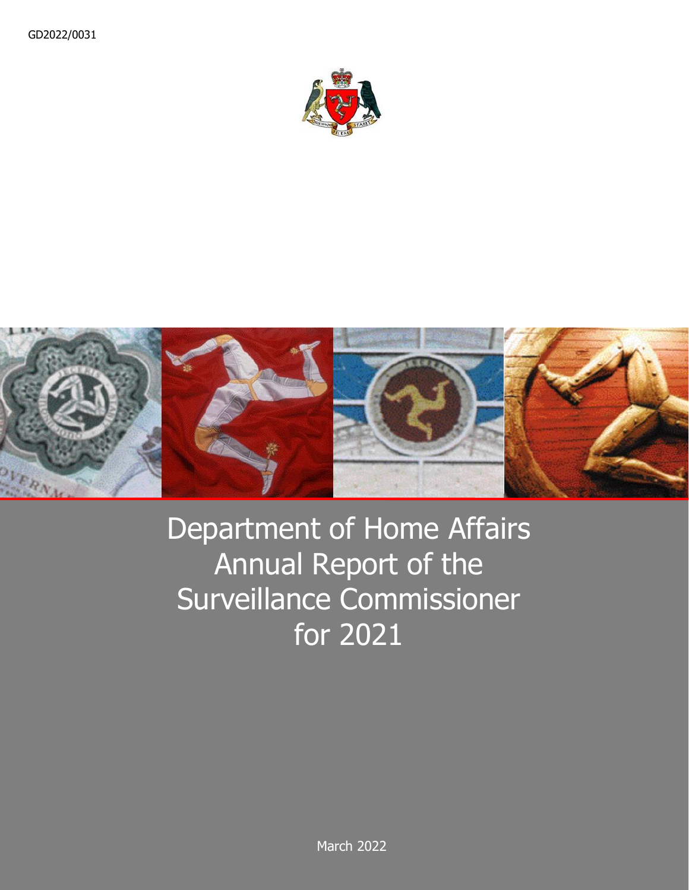GD2022/0031

# Department of Home Affairs Annual Report of the Surveillance Commissioner for 2021

March 2022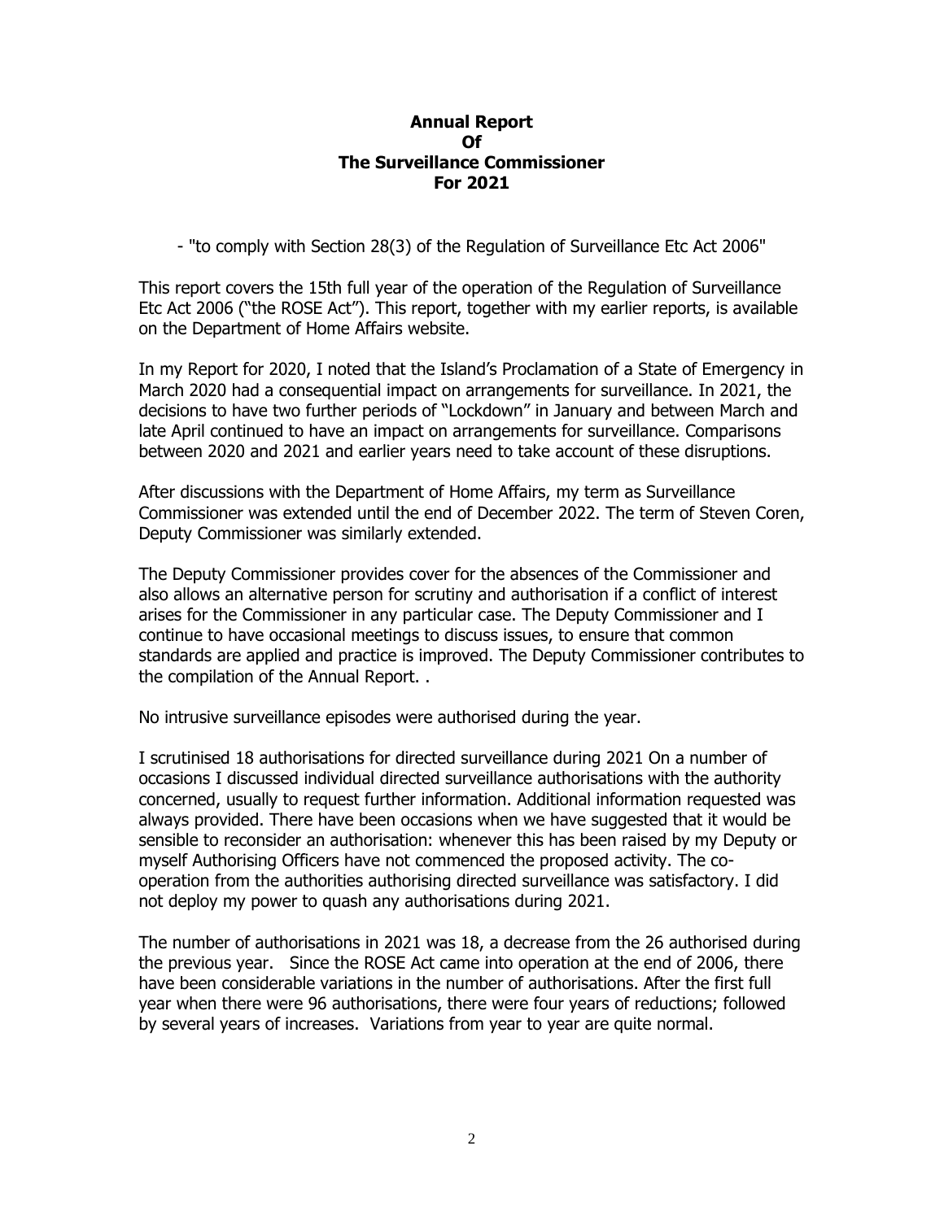**Annual Report**
**Of**
**The Surveillance Commissioner**
**For 2021**

- "to comply with Section 28(3) of the Regulation of Surveillance Etc Act 2006"

This report covers the 15th full year of the operation of the Regulation of Surveillance Etc Act 2006 ("the ROSE Act"). This report, together with my earlier reports, is available on the Department of Home Affairs website.

In my Report for 2020, I noted that the Island's Proclamation of a State of Emergency in March 2020 had a consequential impact on arrangements for surveillance. In 2021, the decisions to have two further periods of "Lockdown" in January and between March and late April continued to have an impact on arrangements for surveillance. Comparisons between 2020 and 2021 and earlier years need to take account of these disruptions.

After discussions with the Department of Home Affairs, my term as Surveillance Commissioner was extended until the end of December 2022. The term of Steven Coren, Deputy Commissioner was similarly extended.

The Deputy Commissioner provides cover for the absences of the Commissioner and also allows an alternative person for scrutiny and authorisation if a conflict of interest arises for the Commissioner in any particular case. The Deputy Commissioner and I continue to have occasional meetings to discuss issues, to ensure that common standards are applied and practice is improved. The Deputy Commissioner contributes to the compilation of the Annual Report. .

No intrusive surveillance episodes were authorised during the year.

I scrutinised 18 authorisations for directed surveillance during 2021 On a number of occasions I discussed individual directed surveillance authorisations with the authority concerned, usually to request further information. Additional information requested was always provided. There have been occasions when we have suggested that it would be sensible to reconsider an authorisation: whenever this has been raised by my Deputy or myself Authorising Officers have not commenced the proposed activity. The co-operation from the authorities authorising directed surveillance was satisfactory. I did not deploy my power to quash any authorisations during 2021.

The number of authorisations in 2021 was 18, a decrease from the 26 authorised during the previous year. Since the ROSE Act came into operation at the end of 2006, there have been considerable variations in the number of authorisations. After the first full year when there were 96 authorisations, there were four years of reductions; followed by several years of increases. Variations from year to year are quite normal.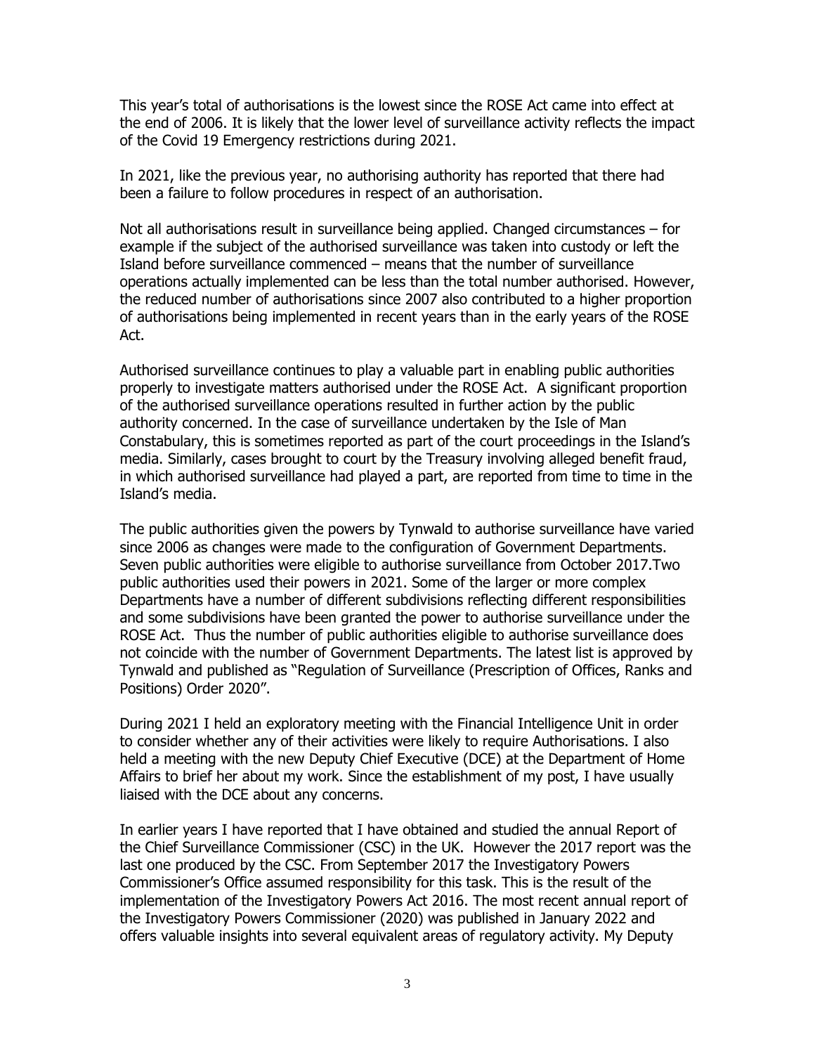This year's total of authorisations is the lowest since the ROSE Act came into effect at the end of 2006. It is likely that the lower level of surveillance activity reflects the impact of the Covid 19 Emergency restrictions during 2021.

In 2021, like the previous year, no authorising authority has reported that there had been a failure to follow procedures in respect of an authorisation.

Not all authorisations result in surveillance being applied. Changed circumstances – for example if the subject of the authorised surveillance was taken into custody or left the Island before surveillance commenced – means that the number of surveillance operations actually implemented can be less than the total number authorised. However, the reduced number of authorisations since 2007 also contributed to a higher proportion of authorisations being implemented in recent years than in the early years of the ROSE Act.

Authorised surveillance continues to play a valuable part in enabling public authorities properly to investigate matters authorised under the ROSE Act. A significant proportion of the authorised surveillance operations resulted in further action by the public authority concerned. In the case of surveillance undertaken by the Isle of Man Constabulary, this is sometimes reported as part of the court proceedings in the Island's media. Similarly, cases brought to court by the Treasury involving alleged benefit fraud, in which authorised surveillance had played a part, are reported from time to time in the Island's media.

The public authorities given the powers by Tynwald to authorise surveillance have varied since 2006 as changes were made to the configuration of Government Departments. Seven public authorities were eligible to authorise surveillance from October 2017.Two public authorities used their powers in 2021. Some of the larger or more complex Departments have a number of different subdivisions reflecting different responsibilities and some subdivisions have been granted the power to authorise surveillance under the ROSE Act. Thus the number of public authorities eligible to authorise surveillance does not coincide with the number of Government Departments. The latest list is approved by Tynwald and published as "Regulation of Surveillance (Prescription of Offices, Ranks and Positions) Order 2020".

During 2021 I held an exploratory meeting with the Financial Intelligence Unit in order to consider whether any of their activities were likely to require Authorisations. I also held a meeting with the new Deputy Chief Executive (DCE) at the Department of Home Affairs to brief her about my work. Since the establishment of my post, I have usually liaised with the DCE about any concerns.

In earlier years I have reported that I have obtained and studied the annual Report of the Chief Surveillance Commissioner (CSC) in the UK. However the 2017 report was the last one produced by the CSC. From September 2017 the Investigatory Powers Commissioner's Office assumed responsibility for this task. This is the result of the implementation of the Investigatory Powers Act 2016. The most recent annual report of the Investigatory Powers Commissioner (2020) was published in January 2022 and offers valuable insights into several equivalent areas of regulatory activity. My Deputy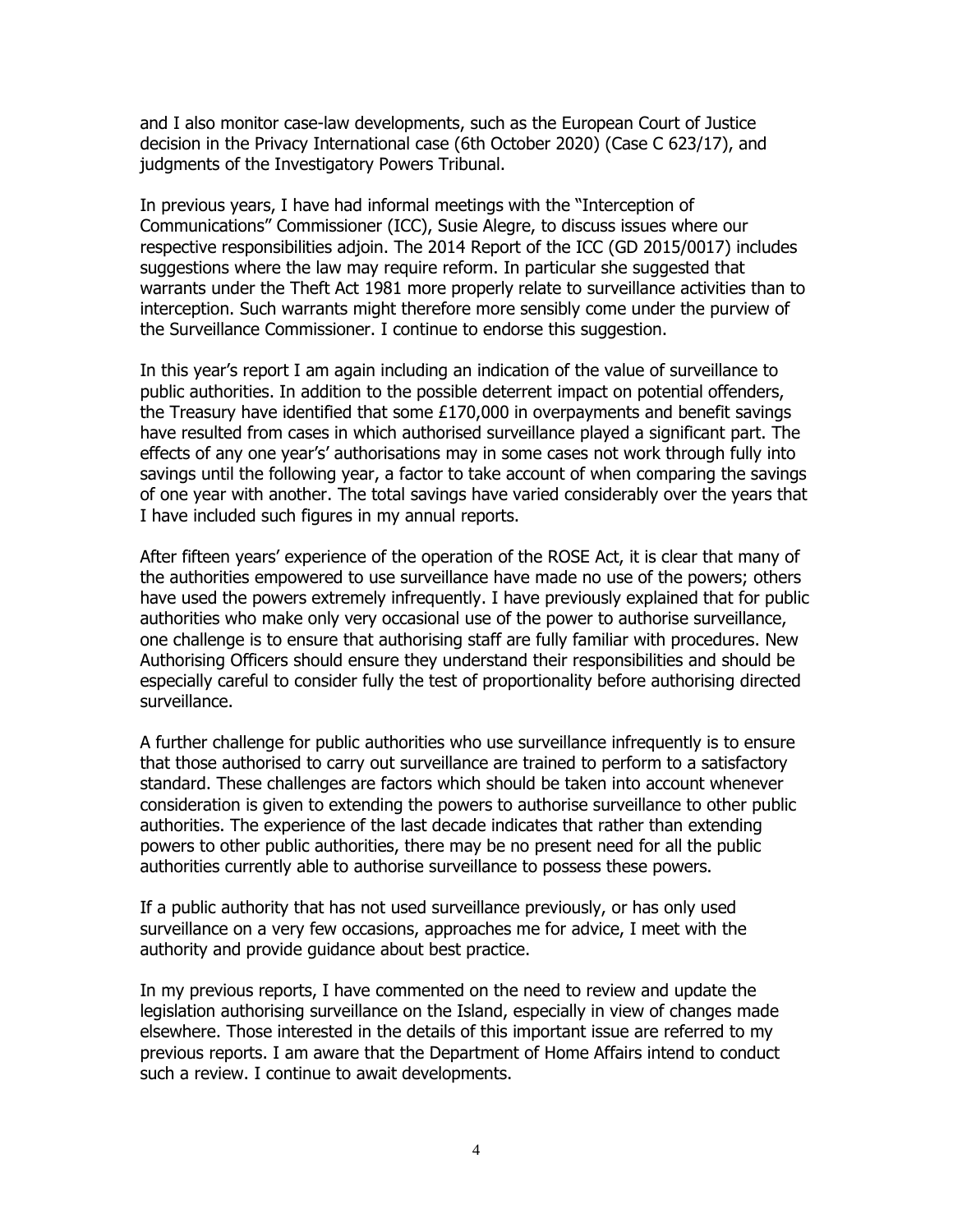and I also monitor case-law developments, such as the European Court of Justice decision in the Privacy International case (6th October 2020) (Case C 623/17), and judgments of the Investigatory Powers Tribunal.

In previous years, I have had informal meetings with the "Interception of Communications" Commissioner (ICC), Susie Alegre, to discuss issues where our respective responsibilities adjoin. The 2014 Report of the ICC (GD 2015/0017) includes suggestions where the law may require reform. In particular she suggested that warrants under the Theft Act 1981 more properly relate to surveillance activities than to interception. Such warrants might therefore more sensibly come under the purview of the Surveillance Commissioner. I continue to endorse this suggestion.

In this year's report I am again including an indication of the value of surveillance to public authorities. In addition to the possible deterrent impact on potential offenders, the Treasury have identified that some £170,000 in overpayments and benefit savings have resulted from cases in which authorised surveillance played a significant part. The effects of any one year's' authorisations may in some cases not work through fully into savings until the following year, a factor to take account of when comparing the savings of one year with another. The total savings have varied considerably over the years that I have included such figures in my annual reports.

After fifteen years' experience of the operation of the ROSE Act, it is clear that many of the authorities empowered to use surveillance have made no use of the powers; others have used the powers extremely infrequently. I have previously explained that for public authorities who make only very occasional use of the power to authorise surveillance, one challenge is to ensure that authorising staff are fully familiar with procedures. New Authorising Officers should ensure they understand their responsibilities and should be especially careful to consider fully the test of proportionality before authorising directed surveillance.

A further challenge for public authorities who use surveillance infrequently is to ensure that those authorised to carry out surveillance are trained to perform to a satisfactory standard. These challenges are factors which should be taken into account whenever consideration is given to extending the powers to authorise surveillance to other public authorities. The experience of the last decade indicates that rather than extending powers to other public authorities, there may be no present need for all the public authorities currently able to authorise surveillance to possess these powers.

If a public authority that has not used surveillance previously, or has only used surveillance on a very few occasions, approaches me for advice, I meet with the authority and provide guidance about best practice.

In my previous reports, I have commented on the need to review and update the legislation authorising surveillance on the Island, especially in view of changes made elsewhere. Those interested in the details of this important issue are referred to my previous reports. I am aware that the Department of Home Affairs intend to conduct such a review. I continue to await developments.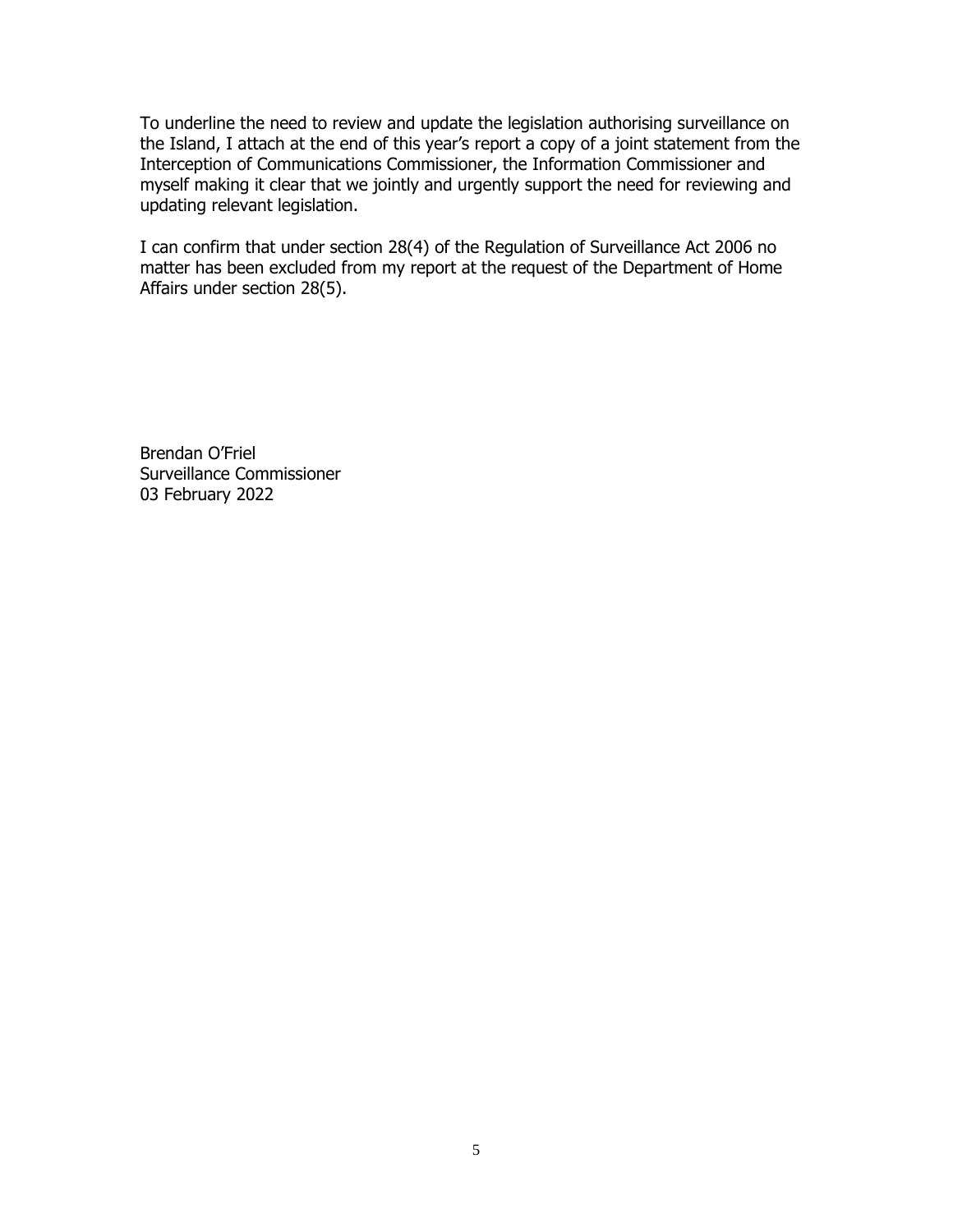To underline the need to review and update the legislation authorising surveillance on the Island, I attach at the end of this year's report a copy of a joint statement from the Interception of Communications Commissioner, the Information Commissioner and myself making it clear that we jointly and urgently support the need for reviewing and updating relevant legislation.

I can confirm that under section 28(4) of the Regulation of Surveillance Act 2006 no matter has been excluded from my report at the request of the Department of Home Affairs under section 28(5).

Brendan O'Friel
Surveillance Commissioner
03 February 2022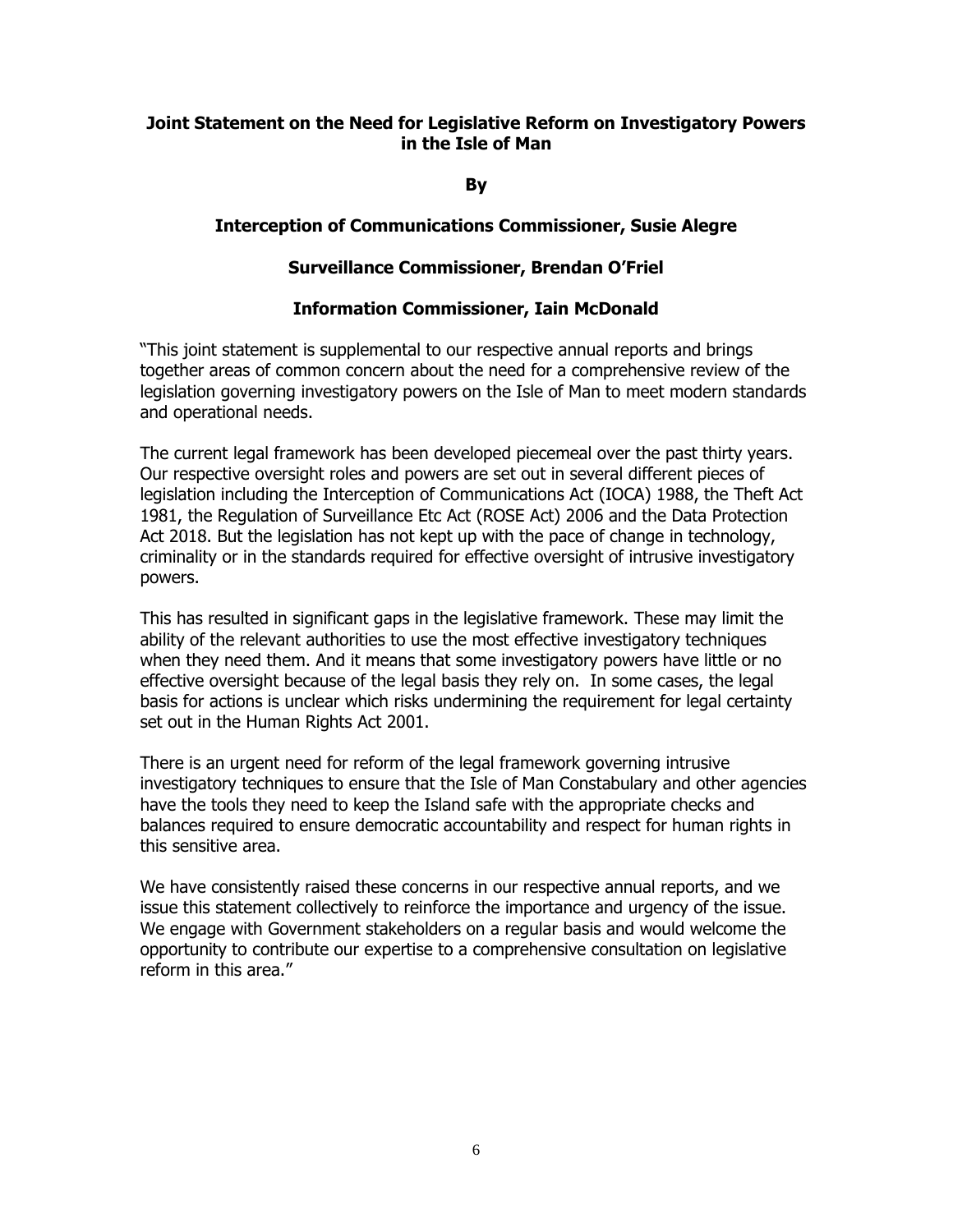**Joint Statement on the Need for Legislative Reform on Investigatory Powers in the Isle of Man**

**By**

**Interception of Communications Commissioner, Susie Alegre**

**Surveillance Commissioner, Brendan O'Friel**

**Information Commissioner, Iain McDonald**

"This joint statement is supplemental to our respective annual reports and brings together areas of common concern about the need for a comprehensive review of the legislation governing investigatory powers on the Isle of Man to meet modern standards and operational needs.

The current legal framework has been developed piecemeal over the past thirty years. Our respective oversight roles and powers are set out in several different pieces of legislation including the Interception of Communications Act (IOCA) 1988, the Theft Act 1981, the Regulation of Surveillance Etc Act (ROSE Act) 2006 and the Data Protection Act 2018. But the legislation has not kept up with the pace of change in technology, criminality or in the standards required for effective oversight of intrusive investigatory powers.

This has resulted in significant gaps in the legislative framework. These may limit the ability of the relevant authorities to use the most effective investigatory techniques when they need them. And it means that some investigatory powers have little or no effective oversight because of the legal basis they rely on. In some cases, the legal basis for actions is unclear which risks undermining the requirement for legal certainty set out in the Human Rights Act 2001.

There is an urgent need for reform of the legal framework governing intrusive investigatory techniques to ensure that the Isle of Man Constabulary and other agencies have the tools they need to keep the Island safe with the appropriate checks and balances required to ensure democratic accountability and respect for human rights in this sensitive area.

We have consistently raised these concerns in our respective annual reports, and we issue this statement collectively to reinforce the importance and urgency of the issue. We engage with Government stakeholders on a regular basis and would welcome the opportunity to contribute our expertise to a comprehensive consultation on legislative reform in this area."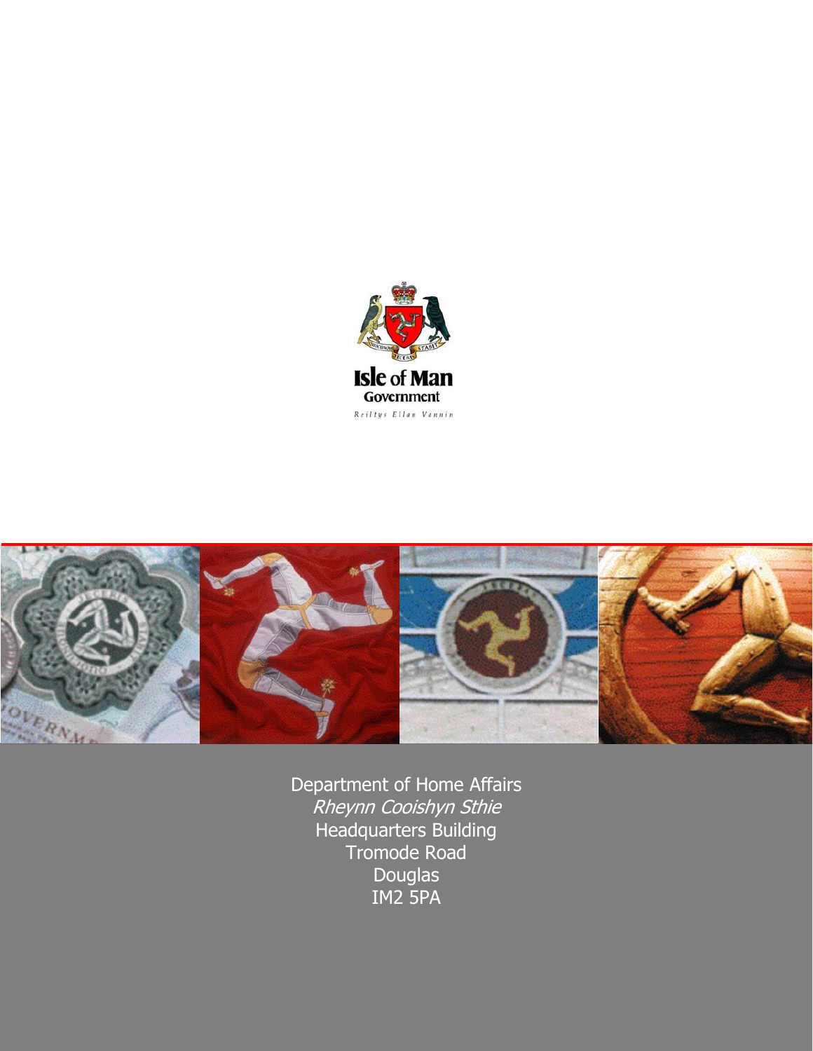Isle of Man Government

Reiltys Ellan Vannin

Department of Home Affairs

*Rheynn Cooishyn Sthie*

Headquarters Building

Tromode Road

Douglas

IM2 5PA